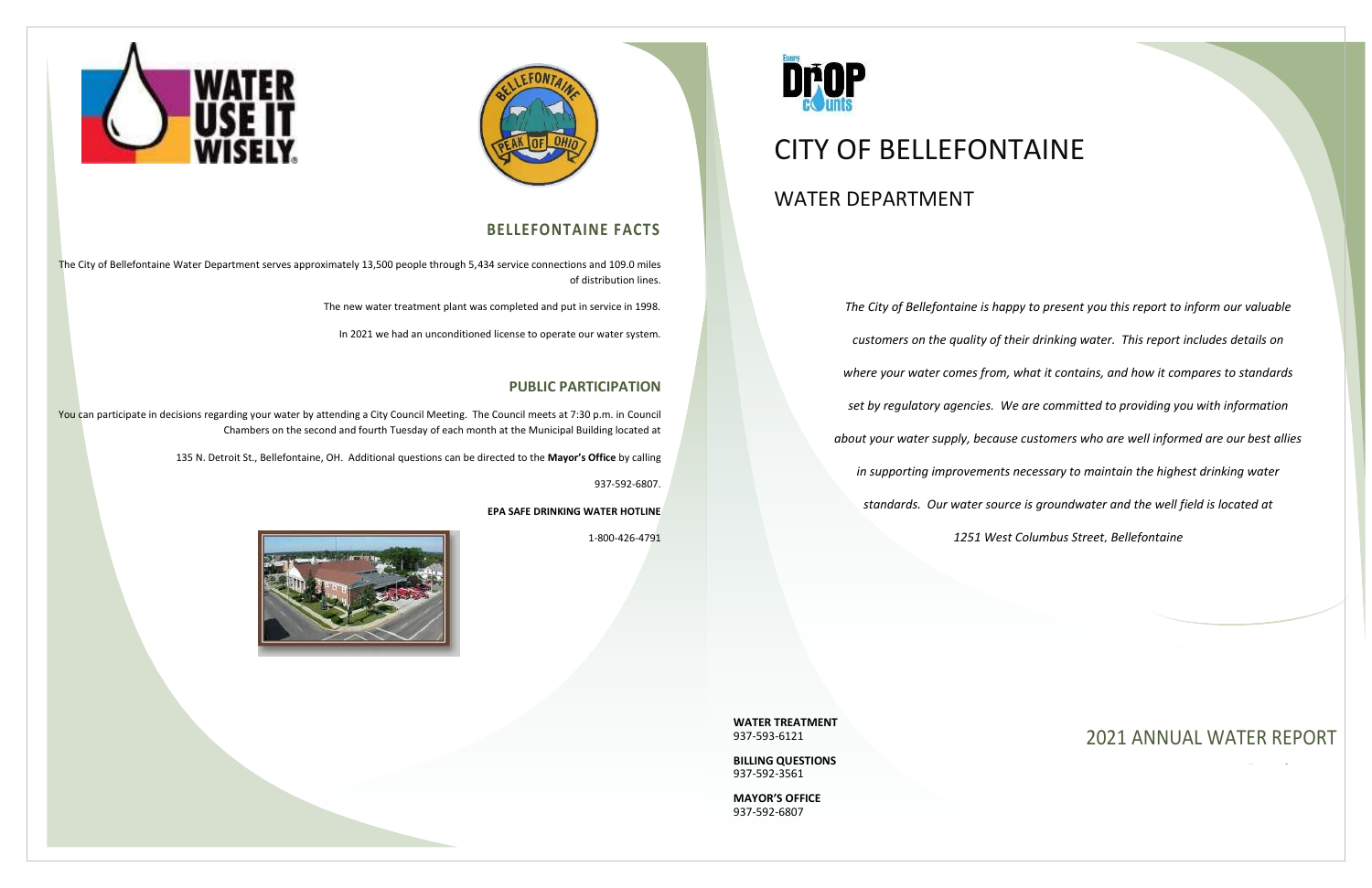## BELLEFONTAINE FACTS

The City of Bellefontaine Water Department serves approximately 13,500 people through 5,434 service connections and 109.0 miles of distribution lines.

The new water treatment plant was completed and put in service in 1998.

In 2021 we had an unconditioned license to operate our water system.

## PUBLIC PARTICIPATION

You can participate in decisions regarding your water by attending a City Council Meeting. The Council meets at 7:30 p.m. in Council Chambers on the second and fourth Tuesday of each month at the Municipal Building located at

135 N. Detroit St., Bellefontaine, OH. Additional questions can be directed to the **Mayor's Office** by calling

937-592-6807.

**EPA SAFE DRINKING WATER HOTLINE**

1-800-426-4791

# CITY OF BELLEFONTAINE

## WATER DEPARTMENT

*The City of Bellefontaine is happy to present you this report to inform our valuable customers on the quality of their drinking water. This report includes details on where your water comes from, what it contains, and how it compares to standards set by regulatory agencies. We are committed to providing you with information about your water supply, because customers who are well informed are our best allies in supporting improvements necessary to maintain the highest drinking water standards. Our water source is groundwater and the well field is located at 1251 West Columbus Street, Bellefontaine*

**WATER TREATMENT**
937-593-6121

**BILLING QUESTIONS**
937-592-3561

**MAYOR'S OFFICE**
937-592-6807

## 2021 ANNUAL WATER REPORT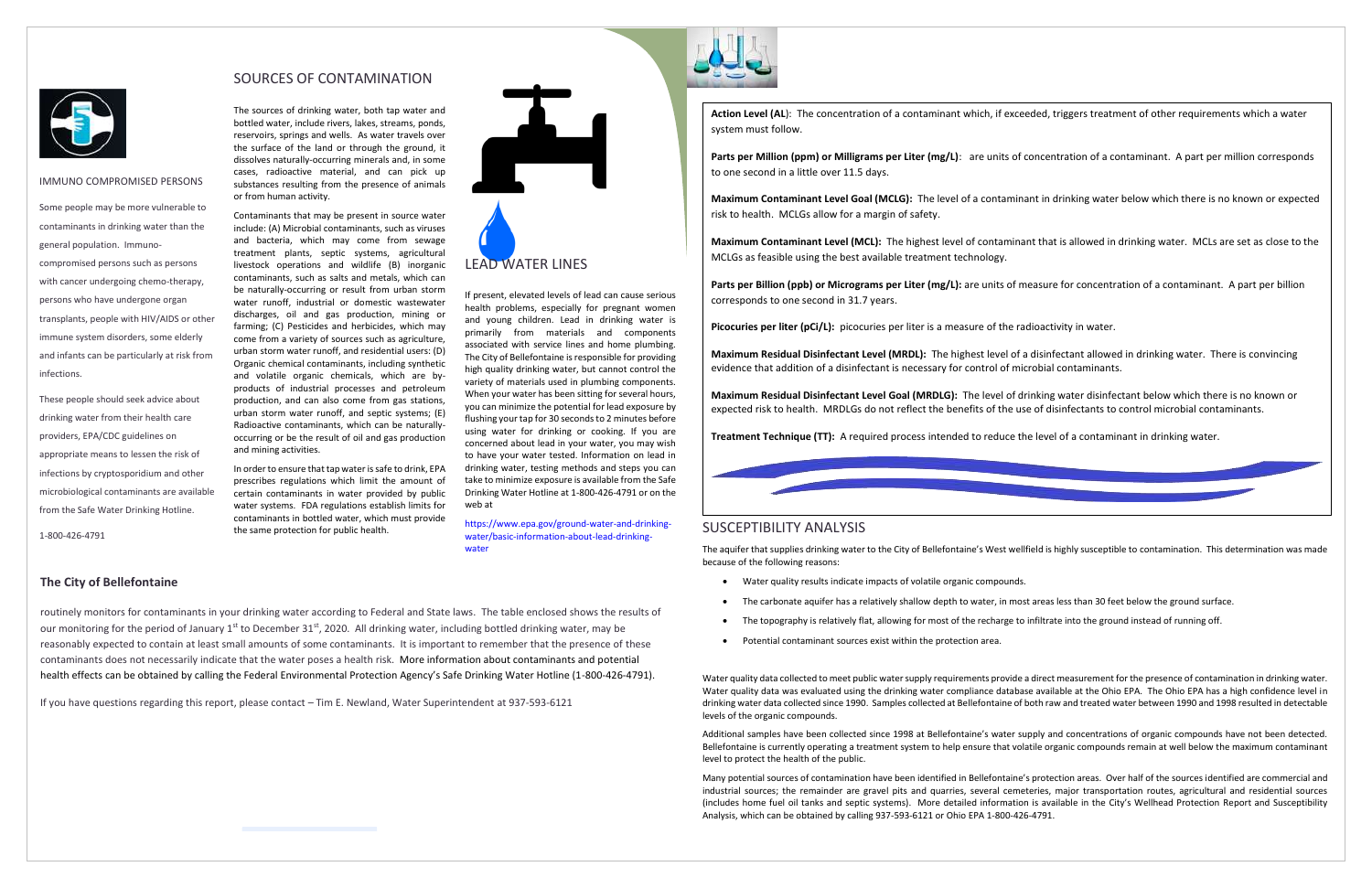## IMMUNO COMPROMISED PERSONS

Some people may be more vulnerable to contaminants in drinking water than the general population. Immuno-compromised persons such as persons with cancer undergoing chemo-therapy, persons who have undergone organ transplants, people with HIV/AIDS or other immune system disorders, some elderly and infants can be particularly at risk from infections.

These people should seek advice about drinking water from their health care providers, EPA/CDC guidelines on appropriate means to lessen the risk of infections by cryptosporidium and other microbiological contaminants are available from the Safe Water Drinking Hotline.

1-800-426-4791

## SOURCES OF CONTAMINATION

The sources of drinking water, both tap water and bottled water, include rivers, lakes, streams, ponds, reservoirs, springs and wells. As water travels over the surface of the land or through the ground, it dissolves naturally-occurring minerals and, in some cases, radioactive material, and can pick up substances resulting from the presence of animals or from human activity.

Contaminants that may be present in source water include: (A) Microbial contaminants, such as viruses and bacteria, which may come from sewage treatment plants, septic systems, agricultural livestock operations and wildlife (B) inorganic contaminants, such as salts and metals, which can be naturally-occurring or result from urban storm water runoff, industrial or domestic wastewater discharges, oil and gas production, mining or farming; (C) Pesticides and herbicides, which may come from a variety of sources such as agriculture, urban storm water runoff, and residential users: (D) Organic chemical contaminants, including synthetic and volatile organic chemicals, which are by-products of industrial processes and petroleum production, and can also come from gas stations, urban storm water runoff, and septic systems; (E) Radioactive contaminants, which can be naturally-occurring or be the result of oil and gas production and mining activities.

In order to ensure that tap water is safe to drink, EPA prescribes regulations which limit the amount of certain contaminants in water provided by public water systems. FDA regulations establish limits for contaminants in bottled water, which must provide the same protection for public health.

## LEAD WATER LINES

If present, elevated levels of lead can cause serious health problems, especially for pregnant women and young children. Lead in drinking water is primarily from materials and components associated with service lines and home plumbing. The City of Bellefontaine is responsible for providing high quality drinking water, but cannot control the variety of materials used in plumbing components. When your water has been sitting for several hours, you can minimize the potential for lead exposure by flushing your tap for 30 seconds to 2 minutes before using water for drinking or cooking. If you are concerned about lead in your water, you may wish to have your water tested. Information on lead in drinking water, testing methods and steps you can take to minimize exposure is available from the Safe Drinking Water Hotline at 1-800-426-4791 or on the web at

https://www.epa.gov/ground-water-and-drinking-water/basic-information-about-lead-drinking-water

### The City of Bellefontaine

routinely monitors for contaminants in your drinking water according to Federal and State laws. The table enclosed shows the results of our monitoring for the period of January 1st to December 31st, 2020. All drinking water, including bottled drinking water, may be reasonably expected to contain at least small amounts of some contaminants. It is important to remember that the presence of these contaminants does not necessarily indicate that the water poses a health risk. More information about contaminants and potential health effects can be obtained by calling the Federal Environmental Protection Agency's Safe Drinking Water Hotline (1-800-426-4791).

If you have questions regarding this report, please contact – Tim E. Newland, Water Superintendent at 937-593-6121

**Action Level (AL**): The concentration of a contaminant which, if exceeded, triggers treatment of other requirements which a water system must follow.

**Parts per Million (ppm) or Milligrams per Liter (mg/L)**: are units of concentration of a contaminant. A part per million corresponds to one second in a little over 11.5 days.

**Maximum Contaminant Level Goal (MCLG):** The level of a contaminant in drinking water below which there is no known or expected risk to health. MCLGs allow for a margin of safety.

**Maximum Contaminant Level (MCL):** The highest level of contaminant that is allowed in drinking water. MCLs are set as close to the MCLGs as feasible using the best available treatment technology.

**Parts per Billion (ppb) or Micrograms per Liter (mg/L):** are units of measure for concentration of a contaminant. A part per billion corresponds to one second in 31.7 years.

**Picocuries per liter (pCi/L):** picocuries per liter is a measure of the radioactivity in water.

**Maximum Residual Disinfectant Level (MRDL):** The highest level of a disinfectant allowed in drinking water. There is convincing evidence that addition of a disinfectant is necessary for control of microbial contaminants.

**Maximum Residual Disinfectant Level Goal (MRDLG):** The level of drinking water disinfectant below which there is no known or expected risk to health. MRDLGs do not reflect the benefits of the use of disinfectants to control microbial contaminants.

**Treatment Technique (TT):** A required process intended to reduce the level of a contaminant in drinking water.

## SUSCEPTIBILITY ANALYSIS

The aquifer that supplies drinking water to the City of Bellefontaine's West wellfield is highly susceptible to contamination. This determination was made because of the following reasons:

- Water quality results indicate impacts of volatile organic compounds.
- The carbonate aquifer has a relatively shallow depth to water, in most areas less than 30 feet below the ground surface.
- The topography is relatively flat, allowing for most of the recharge to infiltrate into the ground instead of running off.
- Potential contaminant sources exist within the protection area.

Water quality data collected to meet public water supply requirements provide a direct measurement for the presence of contamination in drinking water. Water quality data was evaluated using the drinking water compliance database available at the Ohio EPA. The Ohio EPA has a high confidence level in drinking water data collected since 1990. Samples collected at Bellefontaine of both raw and treated water between 1990 and 1998 resulted in detectable levels of the organic compounds.

Additional samples have been collected since 1998 at Bellefontaine's water supply and concentrations of organic compounds have not been detected. Bellefontaine is currently operating a treatment system to help ensure that volatile organic compounds remain at well below the maximum contaminant level to protect the health of the public.

Many potential sources of contamination have been identified in Bellefontaine's protection areas. Over half of the sources identified are commercial and industrial sources; the remainder are gravel pits and quarries, several cemeteries, major transportation routes, agricultural and residential sources (includes home fuel oil tanks and septic systems). More detailed information is available in the City's Wellhead Protection Report and Susceptibility Analysis, which can be obtained by calling 937-593-6121 or Ohio EPA 1-800-426-4791.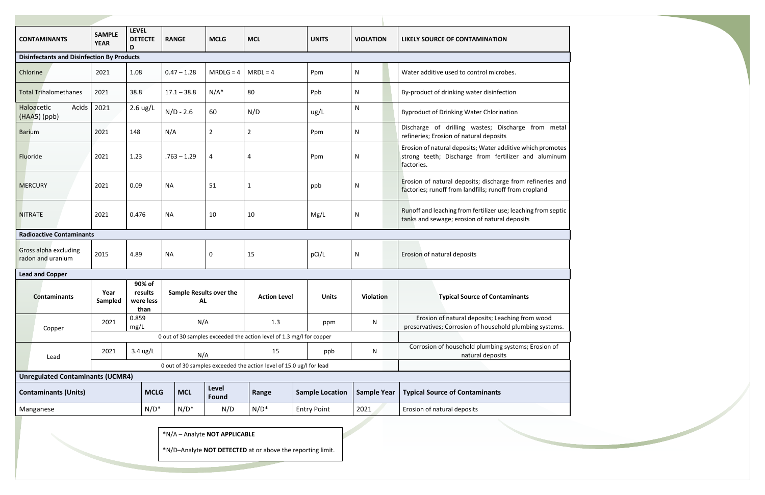| CONTAMINANTS | SAMPLE YEAR | LEVEL DETECTED | RANGE | MCLG | MCL | UNITS | VIOLATION | LIKELY SOURCE OF CONTAMINATION |
|---|---|---|---|---|---|---|---|---|
| **Disinfectants and Disinfection By Products** | | | | | | | | |
| Chlorine | 2021 | 1.08 | 0.47 – 1.28 | MRDLG = 4 | MRDL = 4 | Ppm | N | Water additive used to control microbes. |
| Total Trihalomethanes | 2021 | 38.8 | 17.1 – 38.8 | N/A* | 80 | Ppb | N | By-product of drinking water disinfection |
| Haloacetic Acids (HAA5) (ppb) | 2021 | 2.6 ug/L | N/D - 2.6 | 60 | N/D | ug/L | N | Byproduct of Drinking Water Chlorination |
| Barium | 2021 | 148 | N/A | 2 | 2 | Ppm | N | Discharge of drilling wastes; Discharge from metal refineries; Erosion of natural deposits |
| Fluoride | 2021 | 1.23 | .763 – 1.29 | 4 | 4 | Ppm | N | Erosion of natural deposits; Water additive which promotes strong teeth; Discharge from fertilizer and aluminum factories. |
| MERCURY | 2021 | 0.09 | NA | 51 | 1 | ppb | N | Erosion of natural deposits; discharge from refineries and factories; runoff from landfills; runoff from cropland |
| NITRATE | 2021 | 0.476 | NA | 10 | 10 | Mg/L | N | Runoff and leaching from fertilizer use; leaching from septic tanks and sewage; erosion of natural deposits |
| **Radioactive Contaminants** | | | | | | | | |
| Gross alpha excluding radon and uranium | 2015 | 4.89 | NA | 0 | 15 | pCi/L | N | Erosion of natural deposits |

**Lead and Copper**

| Contaminants | Year Sampled | 90% of results were less than | Sample Results over the AL | Action Level | Units | Violation | Typical Source of Contaminants |
|---|---|---|---|---|---|---|---|
| Copper | 2021 | 0.859 mg/L | N/A | 1.3 | ppm | N | Erosion of natural deposits; Leaching from wood preservatives; Corrosion of household plumbing systems. |
| | 0 out of 30 samples exceeded the action level of 1.3 mg/l for copper | | | | | | |
| Lead | 2021 | 3.4 ug/L | N/A | 15 | ppb | N | Corrosion of household plumbing systems; Erosion of natural deposits |
| | 0 out of 30 samples exceeded the action level of 15.0 ug/l for lead | | | | | | |

**Unregulated Contaminants (UCMR4)**

| Contaminants (Units) | MCLG | MCL | Level Found | Range | Sample Location | Sample Year | Typical Source of Contaminants |
|---|---|---|---|---|---|---|---|
| Manganese | N/D* | N/D* | N/D | N/D* | Entry Point | 2021 | Erosion of natural deposits |

*N/A – Analyte **NOT APPLICABLE**

*N/D–Analyte **NOT DETECTED** at or above the reporting limit.